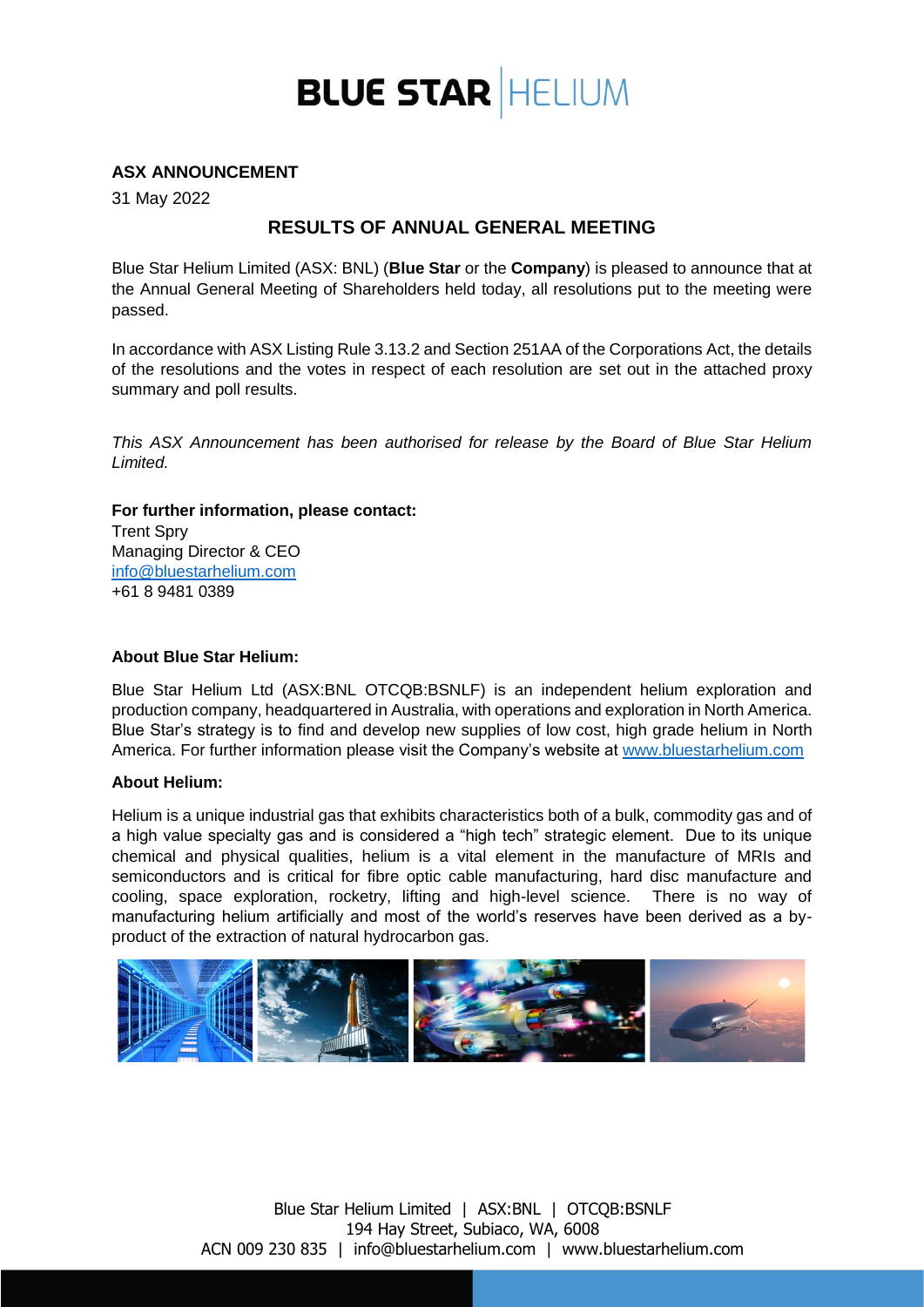# BLUE STAR HELIUM

**ASX ANNOUNCEMENT**

31 May 2022

## RESULTS OF ANNUAL GENERAL MEETING

Blue Star Helium Limited (ASX: BNL) (**Blue Star** or the **Company**) is pleased to announce that at the Annual General Meeting of Shareholders held today, all resolutions put to the meeting were passed.

In accordance with ASX Listing Rule 3.13.2 and Section 251AA of the Corporations Act, the details of the resolutions and the votes in respect of each resolution are set out in the attached proxy summary and poll results.

*This ASX Announcement has been authorised for release by the Board of Blue Star Helium Limited.*

**For further information, please contact:**
Trent Spry
Managing Director & CEO
info@bluestarhelium.com
+61 8 9481 0389

**About Blue Star Helium:**

Blue Star Helium Ltd (ASX:BNL OTCQB:BSNLF) is an independent helium exploration and production company, headquartered in Australia, with operations and exploration in North America. Blue Star's strategy is to find and develop new supplies of low cost, high grade helium in North America. For further information please visit the Company's website at www.bluestarhelium.com

**About Helium:**

Helium is a unique industrial gas that exhibits characteristics both of a bulk, commodity gas and of a high value specialty gas and is considered a "high tech" strategic element. Due to its unique chemical and physical qualities, helium is a vital element in the manufacture of MRIs and semiconductors and is critical for fibre optic cable manufacturing, hard disc manufacture and cooling, space exploration, rocketry, lifting and high-level science. There is no way of manufacturing helium artificially and most of the world's reserves have been derived as a by-product of the extraction of natural hydrocarbon gas.

Blue Star Helium Limited | ASX:BNL | OTCQB:BSNLF
194 Hay Street, Subiaco, WA, 6008
ACN 009 230 835 | info@bluestarhelium.com | www.bluestarhelium.com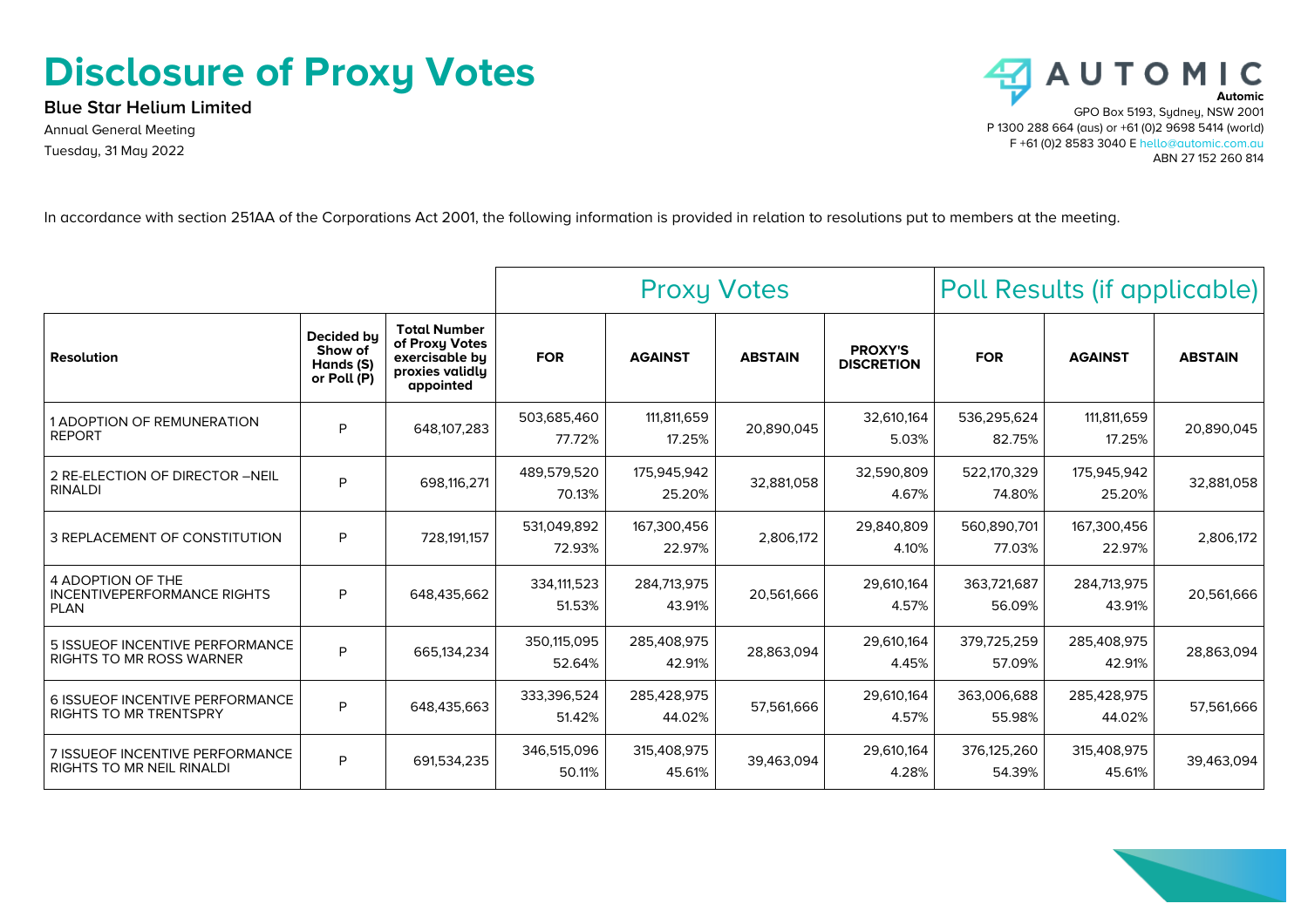# Disclosure of Proxy Votes

**Blue Star Helium Limited**

Annual General Meeting

Tuesday, 31 May 2022

**AUTOMIC**

**Automic**
GPO Box 5193, Sydney, NSW 2001
P 1300 288 664 (aus) or +61 (0)2 9698 5414 (world)
F +61 (0)2 8583 3040 E hello@automic.com.au
ABN 27 152 260 814

In accordance with section 251AA of the Corporations Act 2001, the following information is provided in relation to resolutions put to members at the meeting.

| | | | Proxy Votes | | | | Poll Results (if applicable) | | |
|---|---|---|---|---|---|---|---|---|---|
| **Resolution** | **Decided by Show of Hands (S) or Poll (P)** | **Total Number of Proxy Votes exercisable by proxies validly appointed** | **FOR** | **AGAINST** | **ABSTAIN** | **PROXY'S DISCRETION** | **FOR** | **AGAINST** | **ABSTAIN** |
| 1 ADOPTION OF REMUNERATION REPORT | P | 648,107,283 | 503,685,460 77.72% | 111,811,659 17.25% | 20,890,045 | 32,610,164 5.03% | 536,295,624 82.75% | 111,811,659 17.25% | 20,890,045 |
| 2 RE-ELECTION OF DIRECTOR –NEIL RINALDI | P | 698,116,271 | 489,579,520 70.13% | 175,945,942 25.20% | 32,881,058 | 32,590,809 4.67% | 522,170,329 74.80% | 175,945,942 25.20% | 32,881,058 |
| 3 REPLACEMENT OF CONSTITUTION | P | 728,191,157 | 531,049,892 72.93% | 167,300,456 22.97% | 2,806,172 | 29,840,809 4.10% | 560,890,701 77.03% | 167,300,456 22.97% | 2,806,172 |
| 4 ADOPTION OF THE INCENTIVEPERFORMANCE RIGHTS PLAN | P | 648,435,662 | 334,111,523 51.53% | 284,713,975 43.91% | 20,561,666 | 29,610,164 4.57% | 363,721,687 56.09% | 284,713,975 43.91% | 20,561,666 |
| 5 ISSUEOF INCENTIVE PERFORMANCE RIGHTS TO MR ROSS WARNER | P | 665,134,234 | 350,115,095 52.64% | 285,408,975 42.91% | 28,863,094 | 29,610,164 4.45% | 379,725,259 57.09% | 285,408,975 42.91% | 28,863,094 |
| 6 ISSUEOF INCENTIVE PERFORMANCE RIGHTS TO MR TRENTSPRY | P | 648,435,663 | 333,396,524 51.42% | 285,428,975 44.02% | 57,561,666 | 29,610,164 4.57% | 363,006,688 55.98% | 285,428,975 44.02% | 57,561,666 |
| 7 ISSUEOF INCENTIVE PERFORMANCE RIGHTS TO MR NEIL RINALDI | P | 691,534,235 | 346,515,096 50.11% | 315,408,975 45.61% | 39,463,094 | 29,610,164 4.28% | 376,125,260 54.39% | 315,408,975 45.61% | 39,463,094 |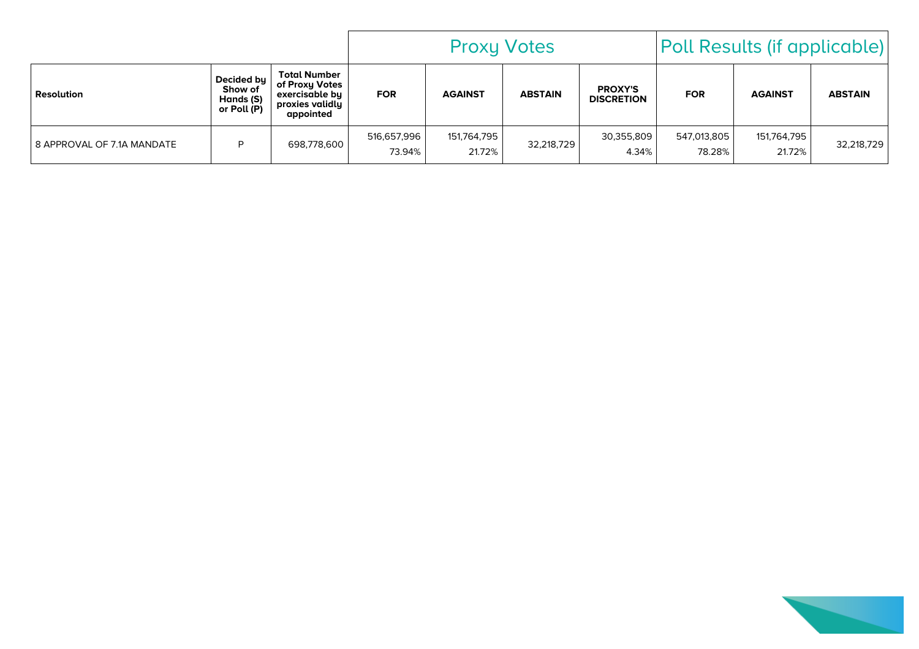| | | | Proxy Votes | | | | Poll Results (if applicable) | | |
|---|---|---|---|---|---|---|---|---|---|
| **Resolution** | **Decided by Show of Hands (S) or Poll (P)** | **Total Number of Proxy Votes exercisable by proxies validly appointed** | **FOR** | **AGAINST** | **ABSTAIN** | **PROXY'S DISCRETION** | **FOR** | **AGAINST** | **ABSTAIN** |
| 8 APPROVAL OF 7.1A MANDATE | P | 698,778,600 | 516,657,996 73.94% | 151,764,795 21.72% | 32,218,729 | 30,355,809 4.34% | 547,013,805 78.28% | 151,764,795 21.72% | 32,218,729 |